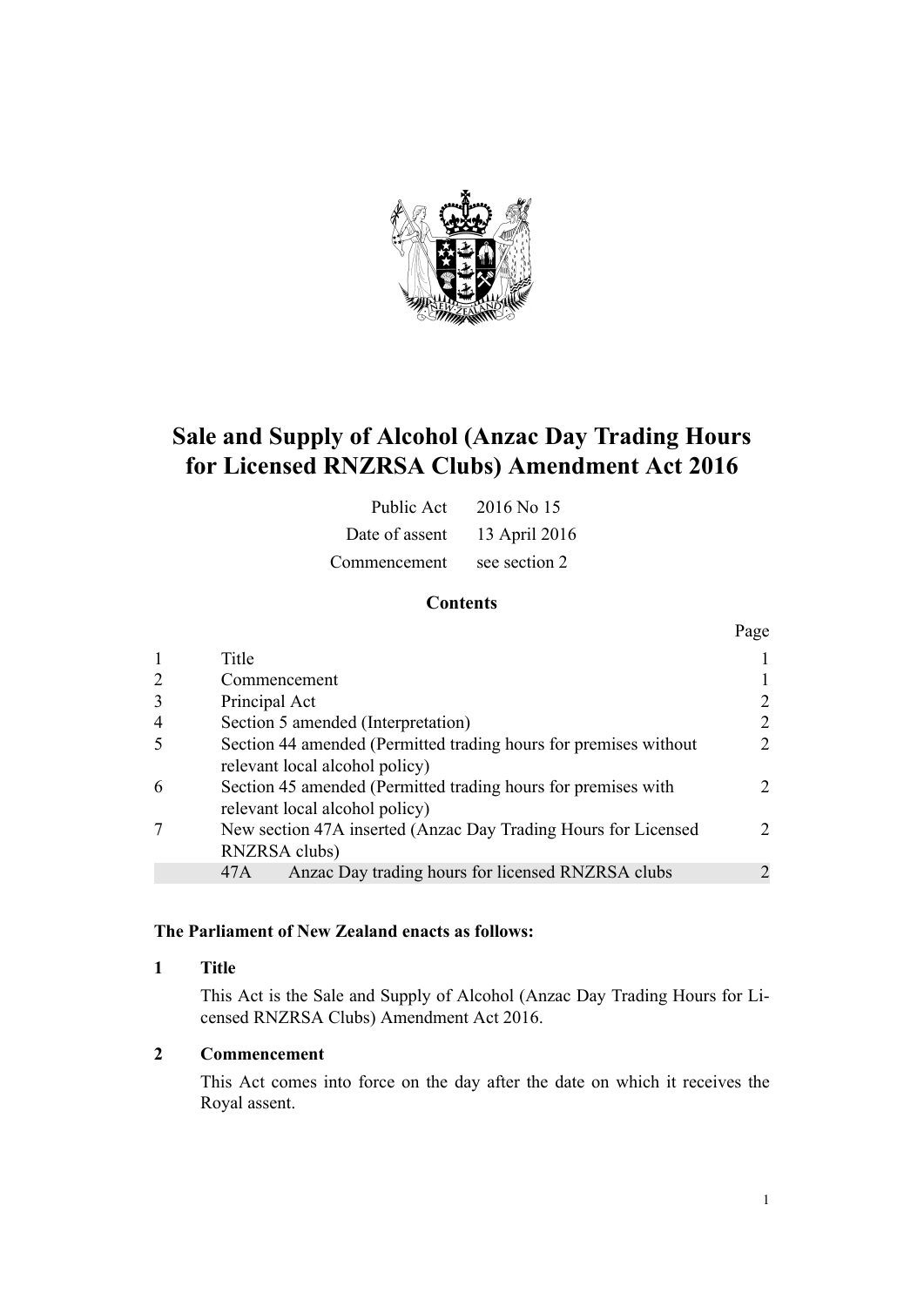# Sale and Supply of Alcohol (Anzac Day Trading Hours for Licensed RNZRSA Clubs) Amendment Act 2016

| | |
|---|---|
| Public Act | 2016 No 15 |
| Date of assent | 13 April 2016 |
| Commencement | see section 2 |

## Contents

| | | Page |
|---|---|---|
| 1 | Title | 1 |
| 2 | Commencement | 1 |
| 3 | Principal Act | 2 |
| 4 | Section 5 amended (Interpretation) | 2 |
| 5 | Section 44 amended (Permitted trading hours for premises without relevant local alcohol policy) | 2 |
| 6 | Section 45 amended (Permitted trading hours for premises with relevant local alcohol policy) | 2 |
| 7 | New section 47A inserted (Anzac Day Trading Hours for Licensed RNZRSA clubs) | 2 |
| | 47A Anzac Day trading hours for licensed RNZRSA clubs | 2 |

**The Parliament of New Zealand enacts as follows:**

### 1 Title

This Act is the Sale and Supply of Alcohol (Anzac Day Trading Hours for Licensed RNZRSA Clubs) Amendment Act 2016.

### 2 Commencement

This Act comes into force on the day after the date on which it receives the Royal assent.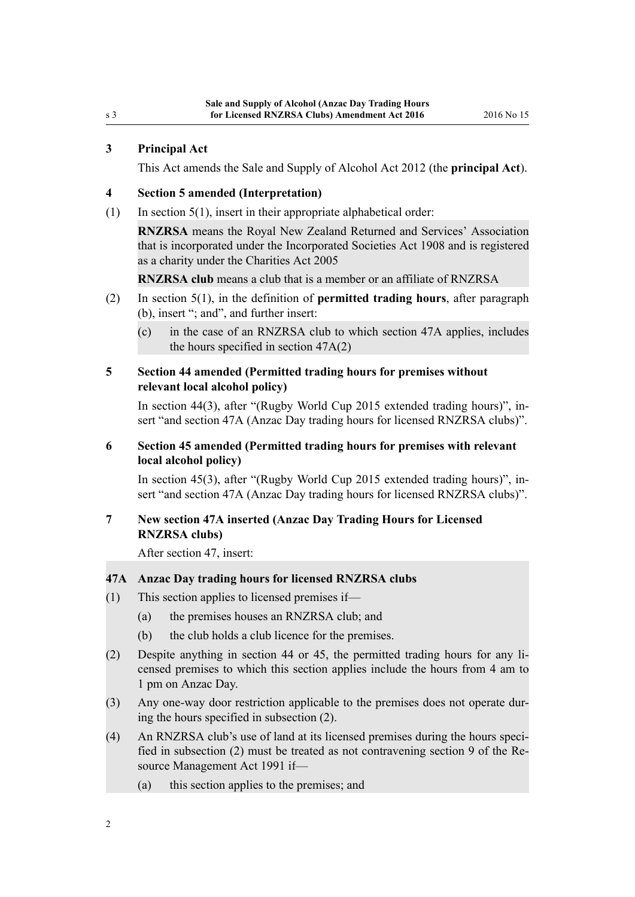## 3 Principal Act

This Act amends the Sale and Supply of Alcohol Act 2012 (the **principal Act**).

## 4 Section 5 amended (Interpretation)

(1) In section 5(1), insert in their appropriate alphabetical order:

> **RNZRSA** means the Royal New Zealand Returned and Services' Association that is incorporated under the Incorporated Societies Act 1908 and is registered as a charity under the Charities Act 2005
>
> **RNZRSA club** means a club that is a member or an affiliate of RNZRSA

(2) In section 5(1), in the definition of **permitted trading hours**, after paragraph (b), insert "; and", and further insert:

> (c) in the case of an RNZRSA club to which section 47A applies, includes the hours specified in section 47A(2)

## 5 Section 44 amended (Permitted trading hours for premises without relevant local alcohol policy)

In section 44(3), after "(Rugby World Cup 2015 extended trading hours)", insert "and section 47A (Anzac Day trading hours for licensed RNZRSA clubs)".

## 6 Section 45 amended (Permitted trading hours for premises with relevant local alcohol policy)

In section 45(3), after "(Rugby World Cup 2015 extended trading hours)", insert "and section 47A (Anzac Day trading hours for licensed RNZRSA clubs)".

## 7 New section 47A inserted (Anzac Day Trading Hours for Licensed RNZRSA clubs)

After section 47, insert:

> ### 47A Anzac Day trading hours for licensed RNZRSA clubs
>
> (1) This section applies to licensed premises if—
>
> (a) the premises houses an RNZRSA club; and
>
> (b) the club holds a club licence for the premises.
>
> (2) Despite anything in section 44 or 45, the permitted trading hours for any licensed premises to which this section applies include the hours from 4 am to 1 pm on Anzac Day.
>
> (3) Any one-way door restriction applicable to the premises does not operate during the hours specified in subsection (2).
>
> (4) An RNZRSA club's use of land at its licensed premises during the hours specified in subsection (2) must be treated as not contravening section 9 of the Resource Management Act 1991 if—
>
> (a) this section applies to the premises; and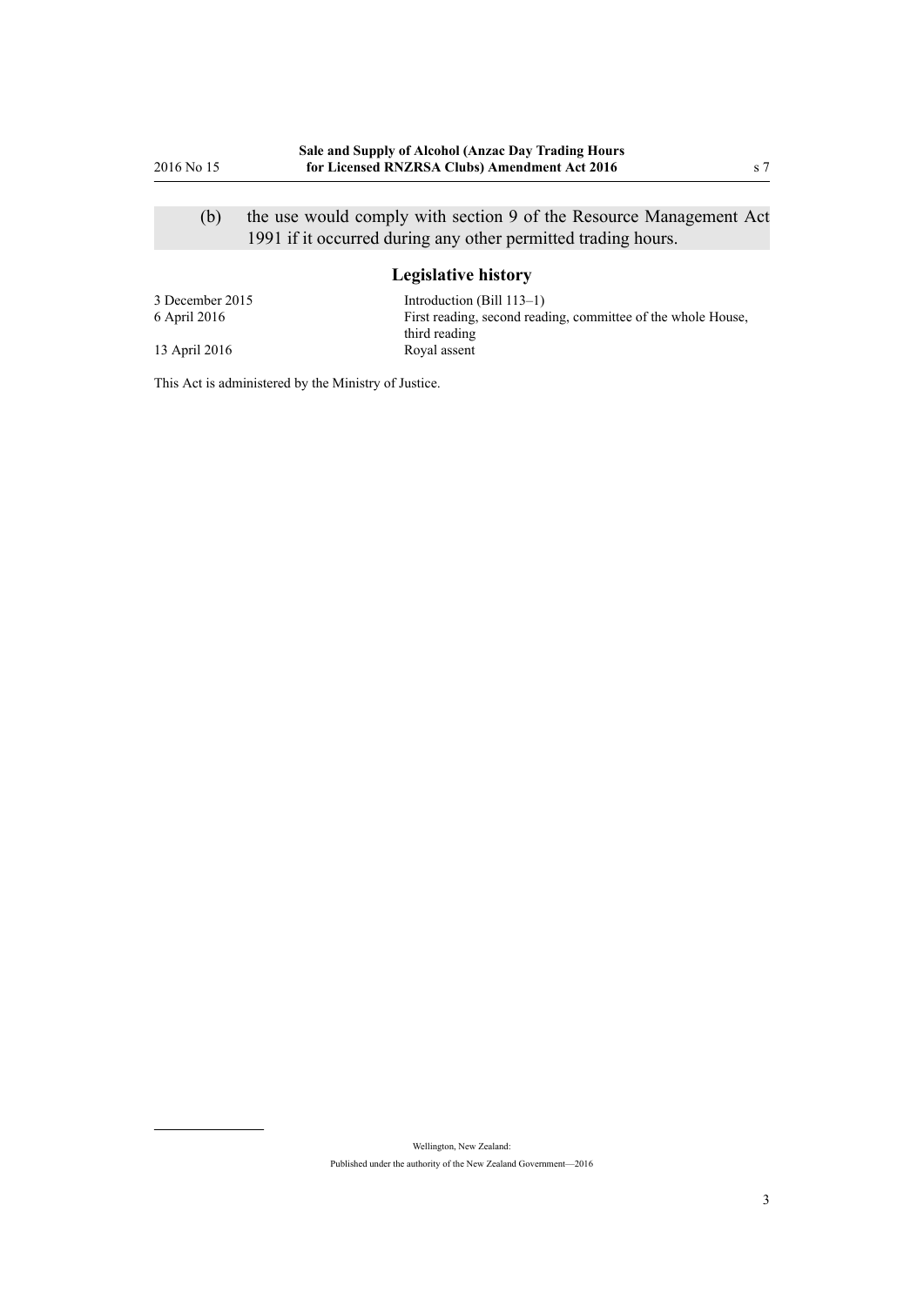(b) the use would comply with section 9 of the Resource Management Act 1991 if it occurred during any other permitted trading hours.

## Legislative history

| | |
|---|---|
| 3 December 2015 | Introduction (Bill 113–1) |
| 6 April 2016 | First reading, second reading, committee of the whole House, third reading |
| 13 April 2016 | Royal assent |

This Act is administered by the Ministry of Justice.

Wellington, New Zealand:

Published under the authority of the New Zealand Government—2016